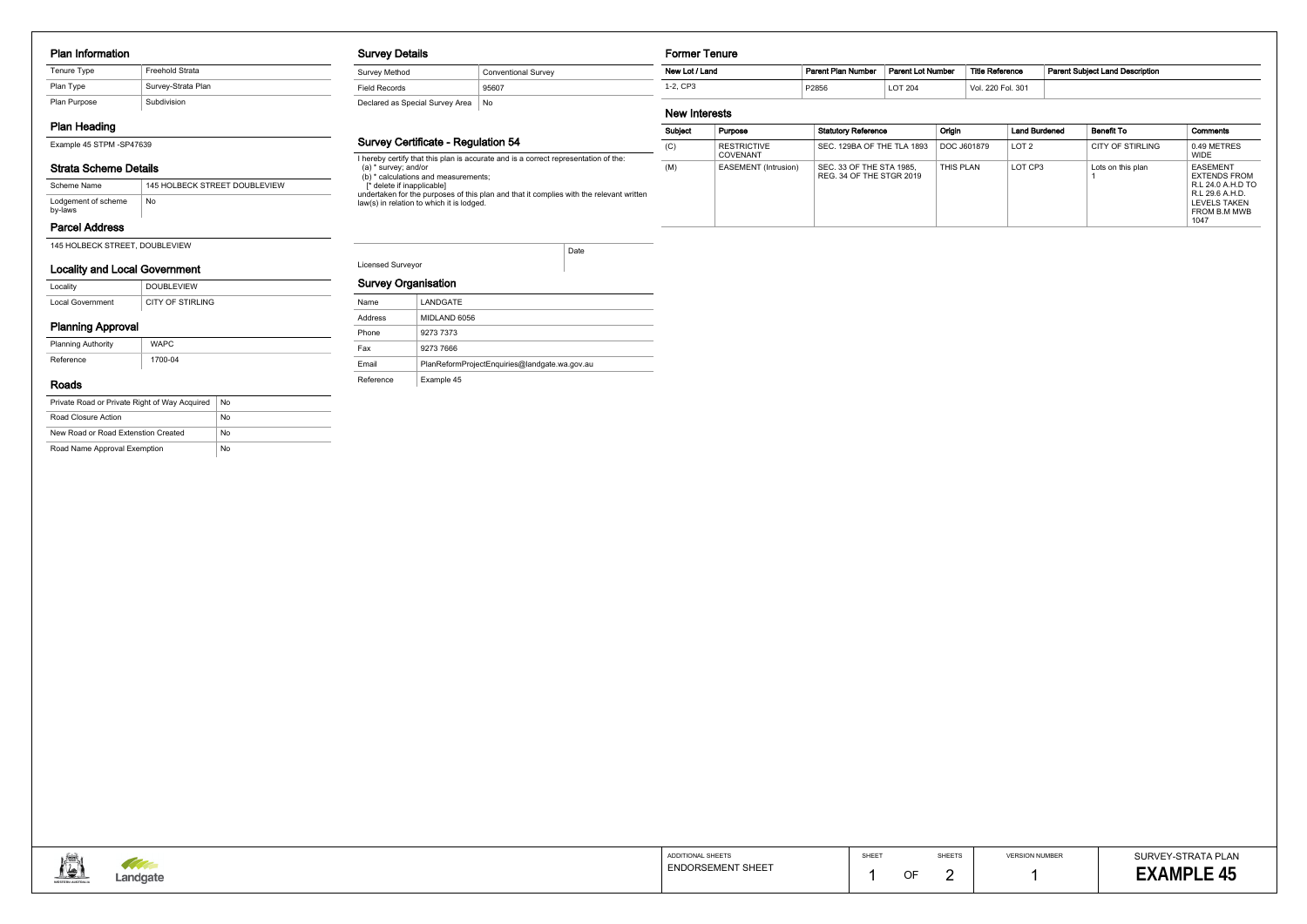## Plan Information

| Tenure Type | Freehold Strata |
|---|---|
| Plan Type | Survey-Strata Plan |
| Plan Purpose | Subdivision |

## Plan Heading

Example 45 STPM -SP47639

## Strata Scheme Details

| Scheme Name | 145 HOLBECK STREET DOUBLEVIEW |
|---|---|
| Lodgement of scheme by-laws | No |

## Parcel Address

145 HOLBECK STREET, DOUBLEVIEW

## Locality and Local Government

| Locality | DOUBLEVIEW |
|---|---|
| Local Government | CITY OF STIRLING |

## Planning Approval

| Planning Authority | WAPC |
|---|---|
| Reference | 1700-04 |

## Roads

| Private Road or Private Right of Way Acquired | No |
|---|---|
| Road Closure Action | No |
| New Road or Road Extenstion Created | No |
| Road Name Approval Exemption | No |

## Survey Details

| Survey Method | Conventional Survey |
|---|---|
| Field Records | 95607 |
| Declared as Special Survey Area | No |

## Survey Certificate - Regulation 54

I hereby certify that this plan is accurate and is a correct representation of the:
(a) * survey; and/or
(b) * calculations and measurements;
[* delete if inapplicable]
undertaken for the purposes of this plan and that it complies with the relevant written law(s) in relation to which it is lodged.

| Licensed Surveyor | Date |
|---|---|

## Survey Organisation

| Name | LANDGATE |
|---|---|
| Address | MIDLAND 6056 |
| Phone | 9273 7373 |
| Fax | 9273 7666 |
| Email | PlanReformProjectEnquiries@landgate.wa.gov.au |
| Reference | Example 45 |

## Former Tenure

| New Lot / Land | Parent Plan Number | Parent Lot Number | Title Reference | Parent Subject Land Description |
|---|---|---|---|---|
| 1-2, CP3 | P2856 | LOT 204 | Vol. 220 Fol. 301 | |

## New Interests

| Subject | Purpose | Statutory Reference | Origin | Land Burdened | Benefit To | Comments |
|---|---|---|---|---|---|---|
| (C) | RESTRICTIVE COVENANT | SEC. 129BA OF THE TLA 1893 | DOC J601879 | LOT 2 | CITY OF STIRLING | 0.49 METRES WIDE |
| (M) | EASEMENT (Intrusion) | SEC. 33 OF THE STA 1985, REG. 34 OF THE STGR 2019 | THIS PLAN | LOT CP3 | Lots on this plan 1 | EASEMENT EXTENDS FROM R.L 24.0 A.H.D TO R.L 29.6 A.H.D. LEVELS TAKEN FROM B.M MWB 1047 |

| ADDITIONAL SHEETS | SHEET | SHEETS | VERSION NUMBER | SURVEY-STRATA PLAN |
|---|---|---|---|---|
| ENDORSEMENT SHEET | 1 OF | 2 | 1 | **EXAMPLE 45** |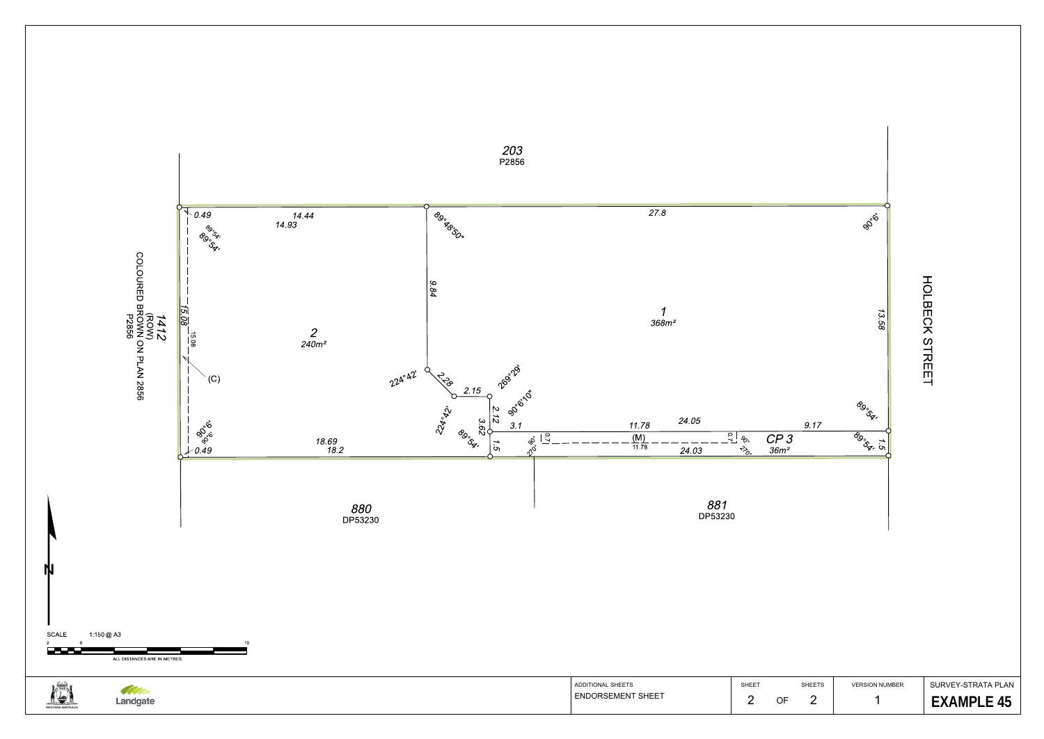203
P2856

1412
(ROW)
COLOURED BROWN ON PLAN 2856
P2856

HOLBECK STREET

880
DP53230

881
DP53230

2
240m²

1
368m²

CP 3
36m²

0.49
14.44
14.93
89°54'
89°54'
15.08
15.08
(C)
90°6'
90°6'
0.49
18.69
18.2
89°48'50"
9.84
224°42'
2.28
2.15
269°29'
90°6'10"
2.12
224°42'
3.62
89°54'
1.5
3.1
0.7
90°
270°
11.78
(M)
11.78
24.05
24.03
0.7
90°
270°
9.17
27.8
90°6'
13.58
89°54'
89°54'
1.5

N

SCALE 1:150 @ A3
2 0 10
ALL DISTANCES ARE IN METRES

Landgate
WESTERN AUSTRALIA

| ADDITIONAL SHEETS | SHEET | SHEETS | VERSION NUMBER | SURVEY-STRATA PLAN |
|---|---|---|---|---|
| ENDORSEMENT SHEET | 2 OF | 2 | 1 | **EXAMPLE 45** |